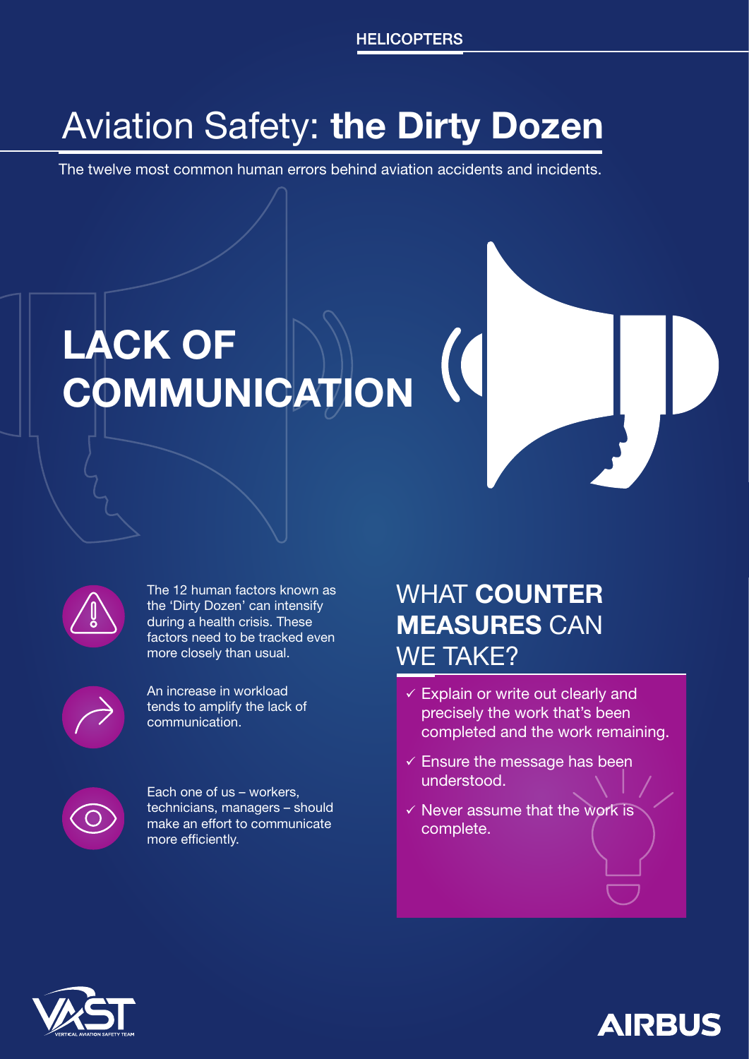HELICOPTERS

# Aviation Safety: **the Dirty Dozen**

The twelve most common human errors behind aviation accidents and incidents.

## LACK OF COMMUNICATION

The 12 human factors known as the 'Dirty Dozen' can intensify during a health crisis. These factors need to be tracked even more closely than usual.

An increase in workload tends to amplify the lack of communication.

Each one of us – workers, technicians, managers – should make an effort to communicate more efficiently.

## WHAT **COUNTER MEASURES** CAN WE TAKE?

- ✓ Explain or write out clearly and precisely the work that's been completed and the work remaining.
- ✓ Ensure the message has been understood.
- ✓ Never assume that the work is complete.

VAST VERTICAL AVIATION SAFETY TEAM

AIRBUS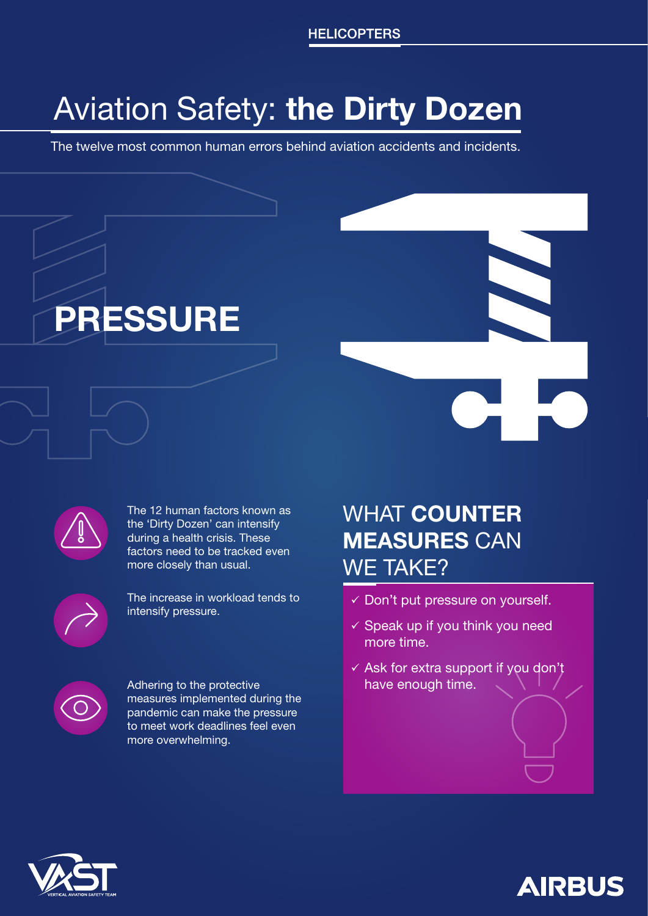HELICOPTERS

# Aviation Safety: **the Dirty Dozen**

The twelve most common human errors behind aviation accidents and incidents.

## PRESSURE

The 12 human factors known as the 'Dirty Dozen' can intensify during a health crisis. These factors need to be tracked even more closely than usual.

The increase in workload tends to intensify pressure.

Adhering to the protective measures implemented during the pandemic can make the pressure to meet work deadlines feel even more overwhelming.

## WHAT **COUNTER MEASURES** CAN WE TAKE?

- ✓ Don't put pressure on yourself.
- ✓ Speak up if you think you need more time.
- ✓ Ask for extra support if you don't have enough time.

VAST VERTICAL AVIATION SAFETY TEAM

AIRBUS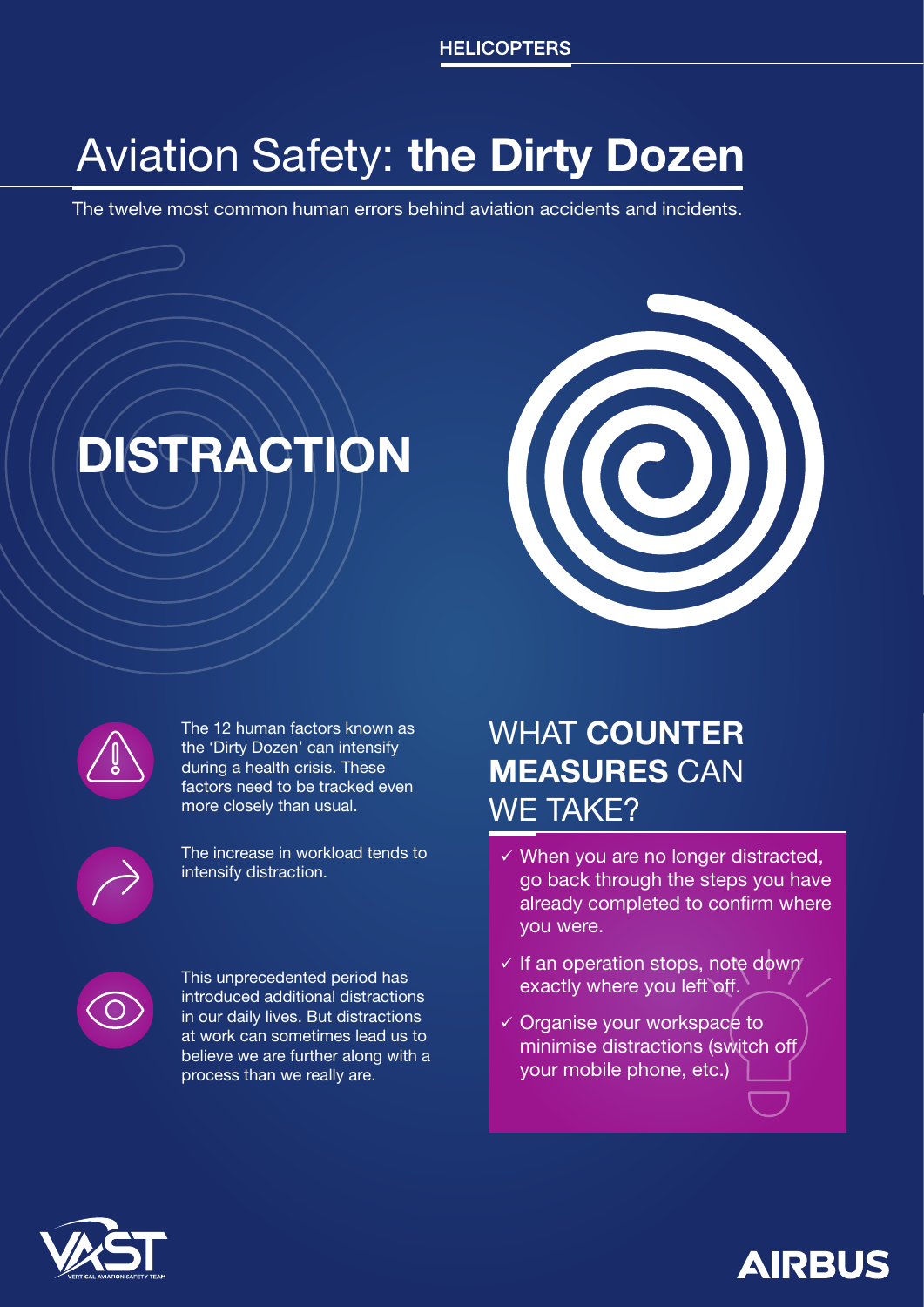HELICOPTERS

# Aviation Safety: **the Dirty Dozen**

The twelve most common human errors behind aviation accidents and incidents.

## DISTRACTION

The 12 human factors known as the 'Dirty Dozen' can intensify during a health crisis. These factors need to be tracked even more closely than usual.

The increase in workload tends to intensify distraction.

This unprecedented period has introduced additional distractions in our daily lives. But distractions at work can sometimes lead us to believe we are further along with a process than we really are.

## WHAT **COUNTER MEASURES** CAN WE TAKE?

- ✓ When you are no longer distracted, go back through the steps you have already completed to confirm where you were.
- ✓ If an operation stops, note down exactly where you left off.
- ✓ Organise your workspace to minimise distractions (switch off your mobile phone, etc.)

VAST VERTICAL AVIATION SAFETY TEAM

AIRBUS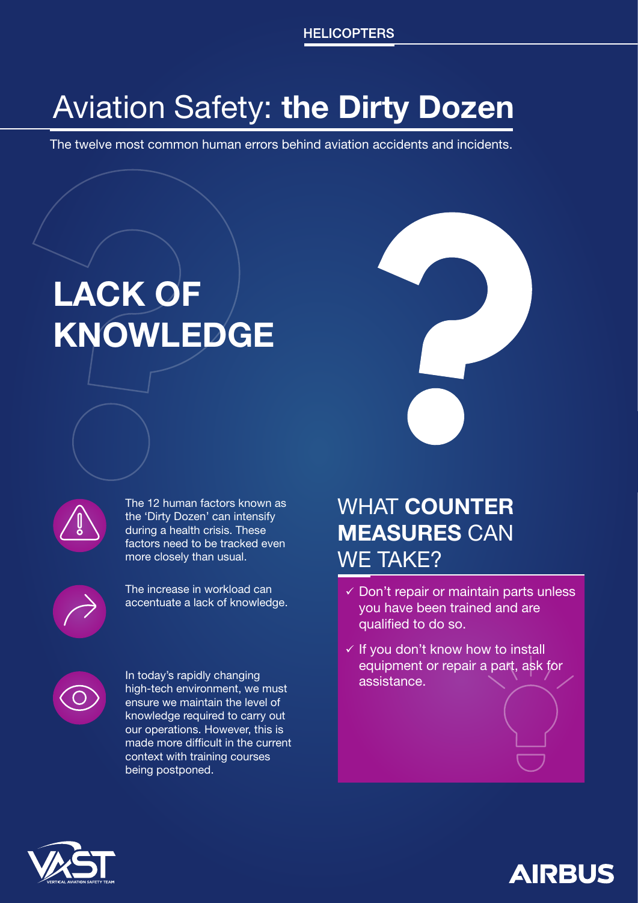HELICOPTERS

# Aviation Safety: **the Dirty Dozen**

The twelve most common human errors behind aviation accidents and incidents.

## LACK OF KNOWLEDGE

The 12 human factors known as the ‘Dirty Dozen’ can intensify during a health crisis. These factors need to be tracked even more closely than usual.

The increase in workload can accentuate a lack of knowledge.

In today’s rapidly changing high-tech environment, we must ensure we maintain the level of knowledge required to carry out our operations. However, this is made more difficult in the current context with training courses being postponed.

### WHAT **COUNTER MEASURES** CAN WE TAKE?

- ✓ Don’t repair or maintain parts unless you have been trained and are qualified to do so.
- ✓ If you don’t know how to install equipment or repair a part, ask for assistance.

VAST VERTICAL AVIATION SAFETY TEAM

AIRBUS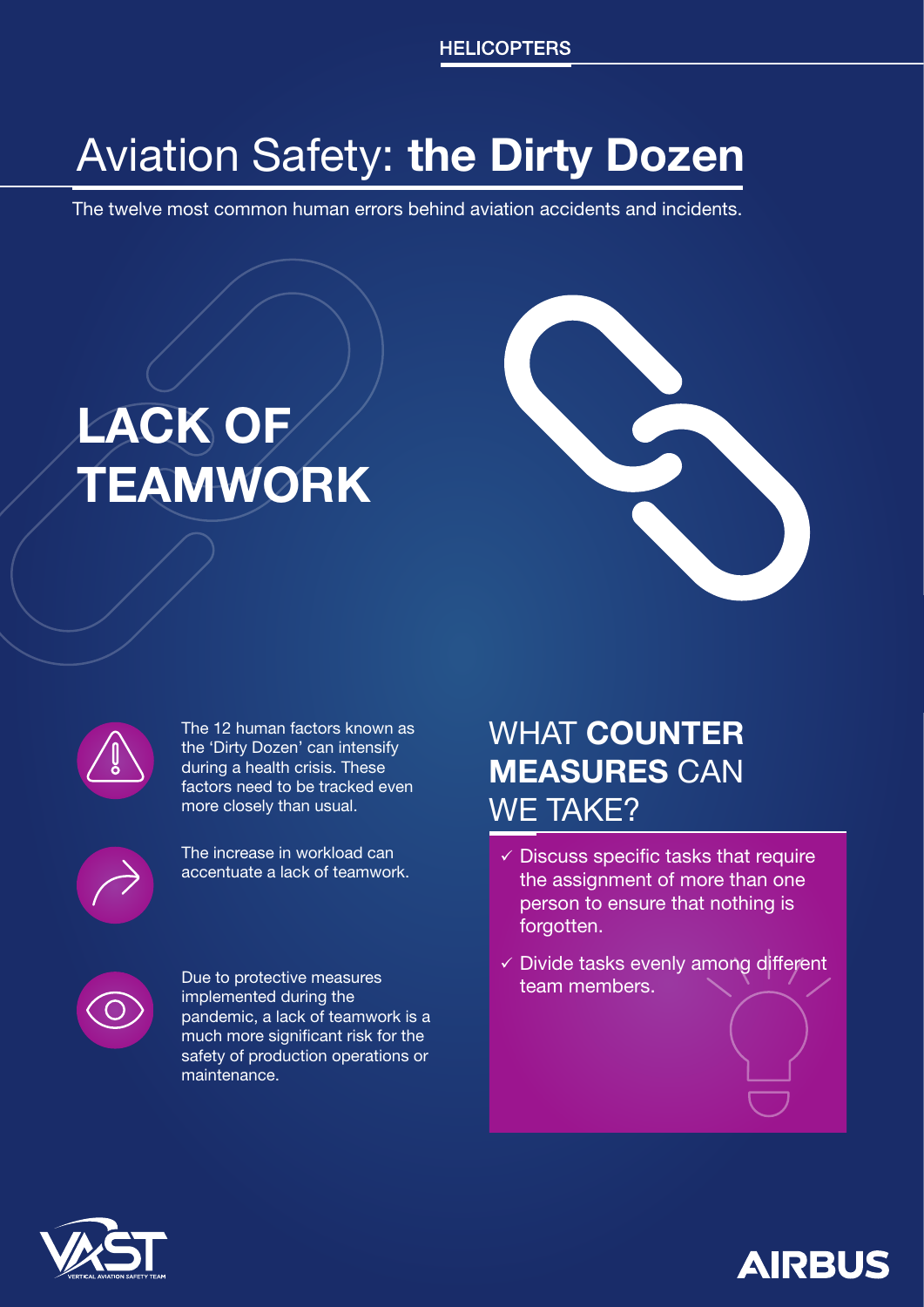HELICOPTERS

# Aviation Safety: **the Dirty Dozen**

The twelve most common human errors behind aviation accidents and incidents.

## LACK OF TEAMWORK

The 12 human factors known as the 'Dirty Dozen' can intensify during a health crisis. These factors need to be tracked even more closely than usual.

The increase in workload can accentuate a lack of teamwork.

Due to protective measures implemented during the pandemic, a lack of teamwork is a much more significant risk for the safety of production operations or maintenance.

### WHAT **COUNTER MEASURES** CAN WE TAKE?

- ✓ Discuss specific tasks that require the assignment of more than one person to ensure that nothing is forgotten.
- ✓ Divide tasks evenly among different team members.

VAST VERTICAL AVIATION SAFETY TEAM

AIRBUS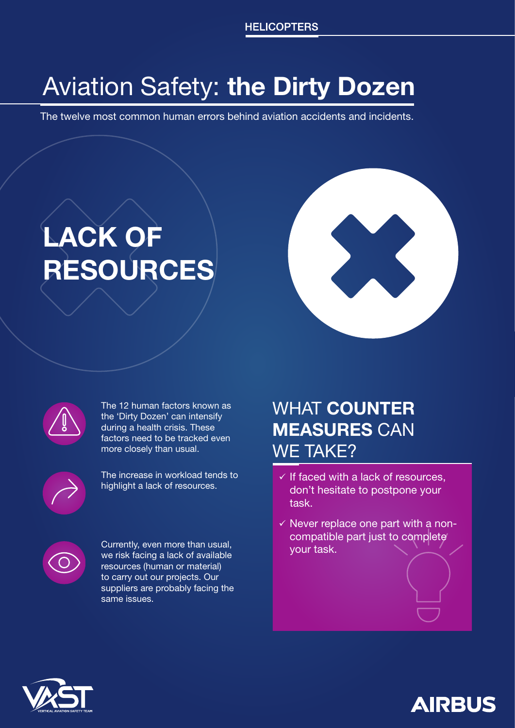# Aviation Safety: **the Dirty Dozen**

The twelve most common human errors behind aviation accidents and incidents.

## LACK OF RESOURCES

The 12 human factors known as the ‘Dirty Dozen’ can intensify during a health crisis. These factors need to be tracked even more closely than usual.

The increase in workload tends to highlight a lack of resources.

Currently, even more than usual, we risk facing a lack of available resources (human or material) to carry out our projects. Our suppliers are probably facing the same issues.

## WHAT **COUNTER MEASURES** CAN WE TAKE?

- ✓ If faced with a lack of resources, don’t hesitate to postpone your task.
- ✓ Never replace one part with a non-compatible part just to complete your task.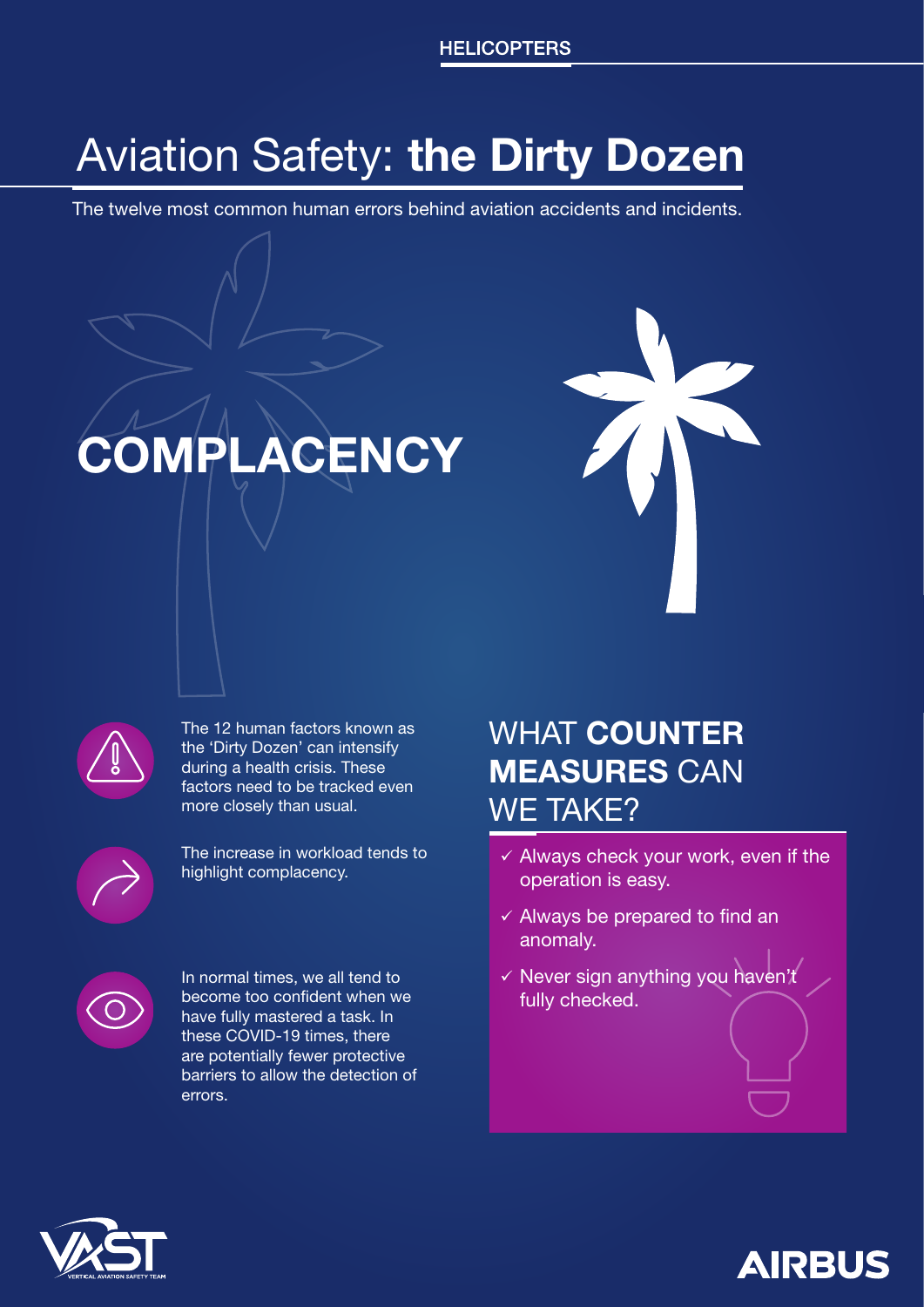HELICOPTERS

# Aviation Safety: **the Dirty Dozen**

The twelve most common human errors behind aviation accidents and incidents.

## COMPLACENCY

The 12 human factors known as the 'Dirty Dozen' can intensify during a health crisis. These factors need to be tracked even more closely than usual.

The increase in workload tends to highlight complacency.

In normal times, we all tend to become too confident when we have fully mastered a task. In these COVID-19 times, there are potentially fewer protective barriers to allow the detection of errors.

## WHAT **COUNTER MEASURES** CAN WE TAKE?

- ✓ Always check your work, even if the operation is easy.
- ✓ Always be prepared to find an anomaly.
- ✓ Never sign anything you haven't fully checked.

VAST VERTICAL AVIATION SAFETY TEAM

AIRBUS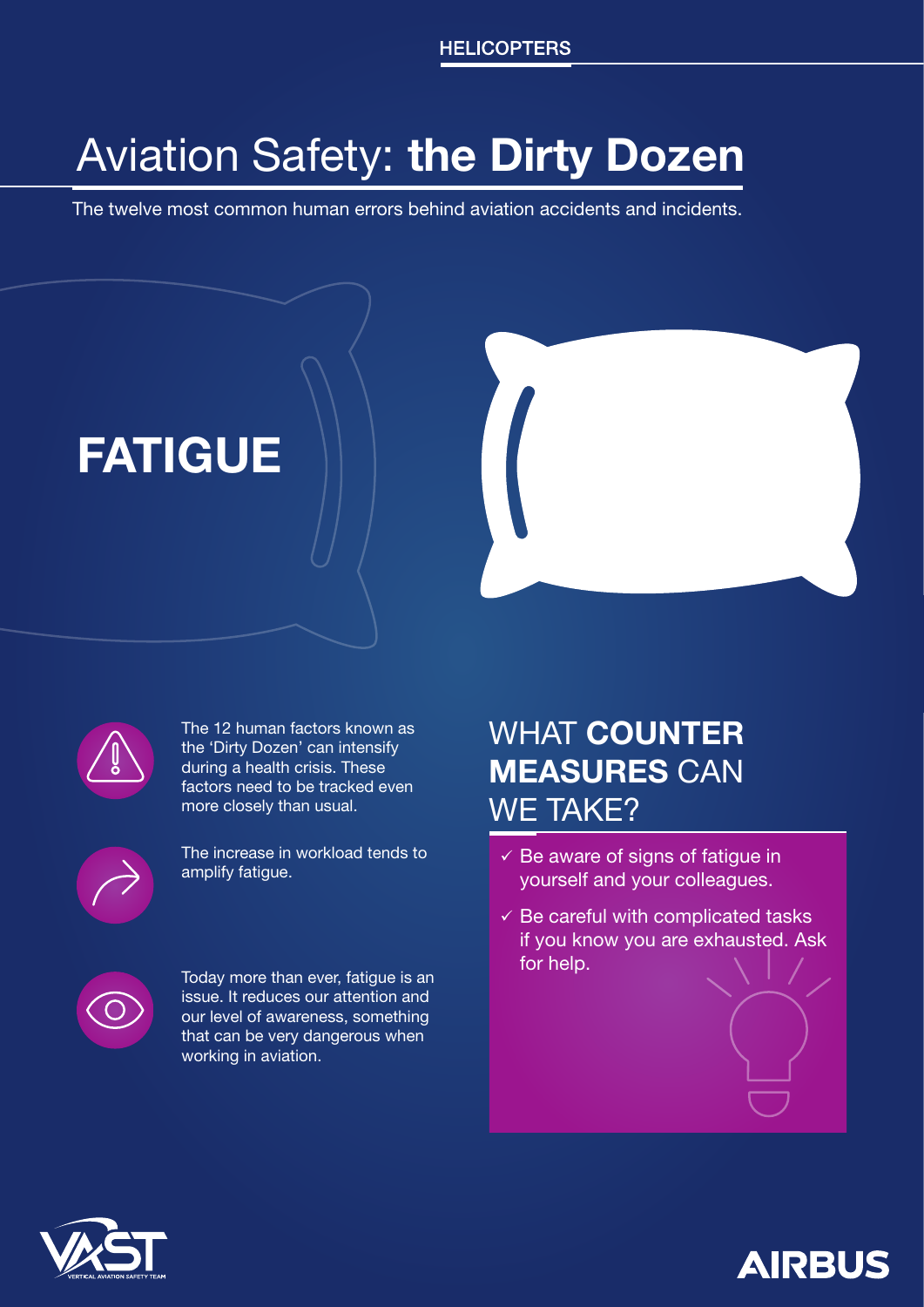HELICOPTERS

# Aviation Safety: **the Dirty Dozen**

The twelve most common human errors behind aviation accidents and incidents.

## FATIGUE

The 12 human factors known as the 'Dirty Dozen' can intensify during a health crisis. These factors need to be tracked even more closely than usual.

The increase in workload tends to amplify fatigue.

Today more than ever, fatigue is an issue. It reduces our attention and our level of awareness, something that can be very dangerous when working in aviation.

## WHAT **COUNTER MEASURES** CAN WE TAKE?

- ✓ Be aware of signs of fatigue in yourself and your colleagues.
- ✓ Be careful with complicated tasks if you know you are exhausted. Ask for help.

VAST VERTICAL AVIATION SAFETY TEAM

AIRBUS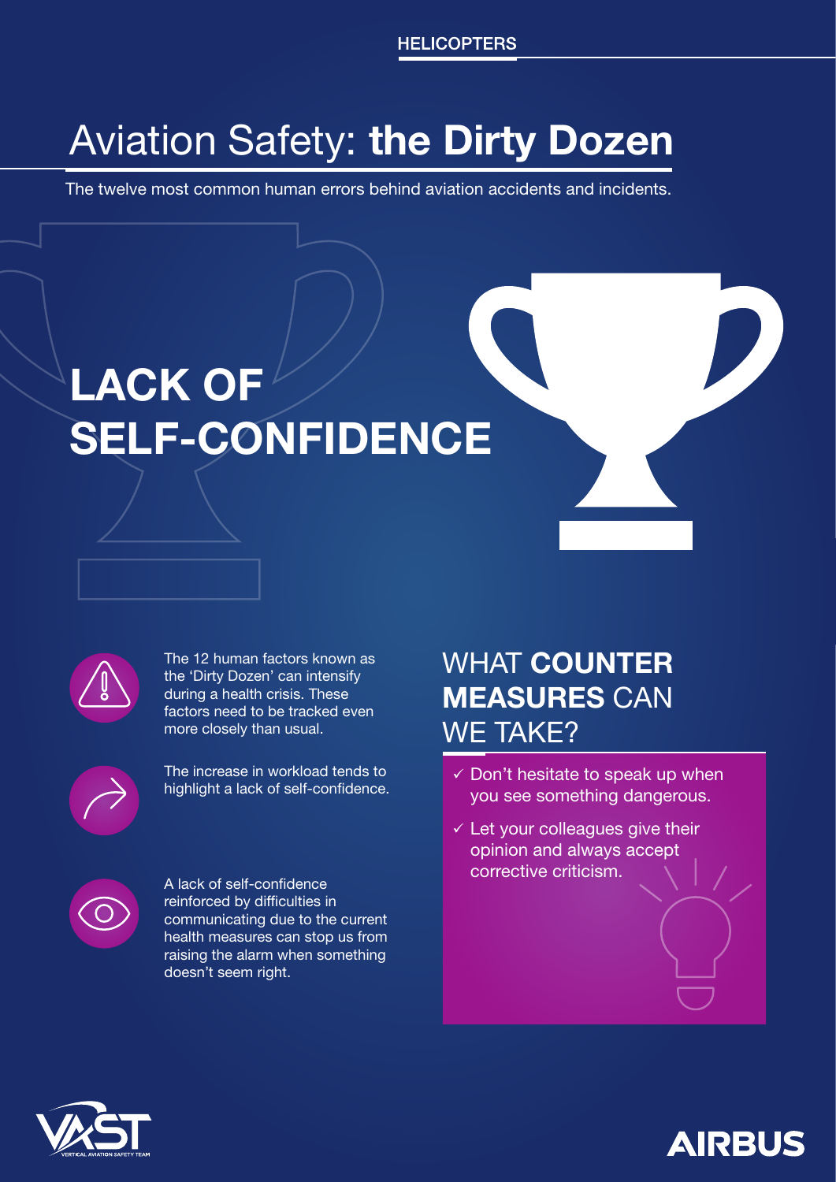HELICOPTERS

# Aviation Safety: **the Dirty Dozen**

The twelve most common human errors behind aviation accidents and incidents.

## LACK OF SELF-CONFIDENCE

The 12 human factors known as the 'Dirty Dozen' can intensify during a health crisis. These factors need to be tracked even more closely than usual.

The increase in workload tends to highlight a lack of self-confidence.

A lack of self-confidence reinforced by difficulties in communicating due to the current health measures can stop us from raising the alarm when something doesn't seem right.

## WHAT **COUNTER MEASURES** CAN WE TAKE?

- ✓ Don't hesitate to speak up when you see something dangerous.
- ✓ Let your colleagues give their opinion and always accept corrective criticism.

VAST VERTICAL AVIATION SAFETY TEAM

AIRBUS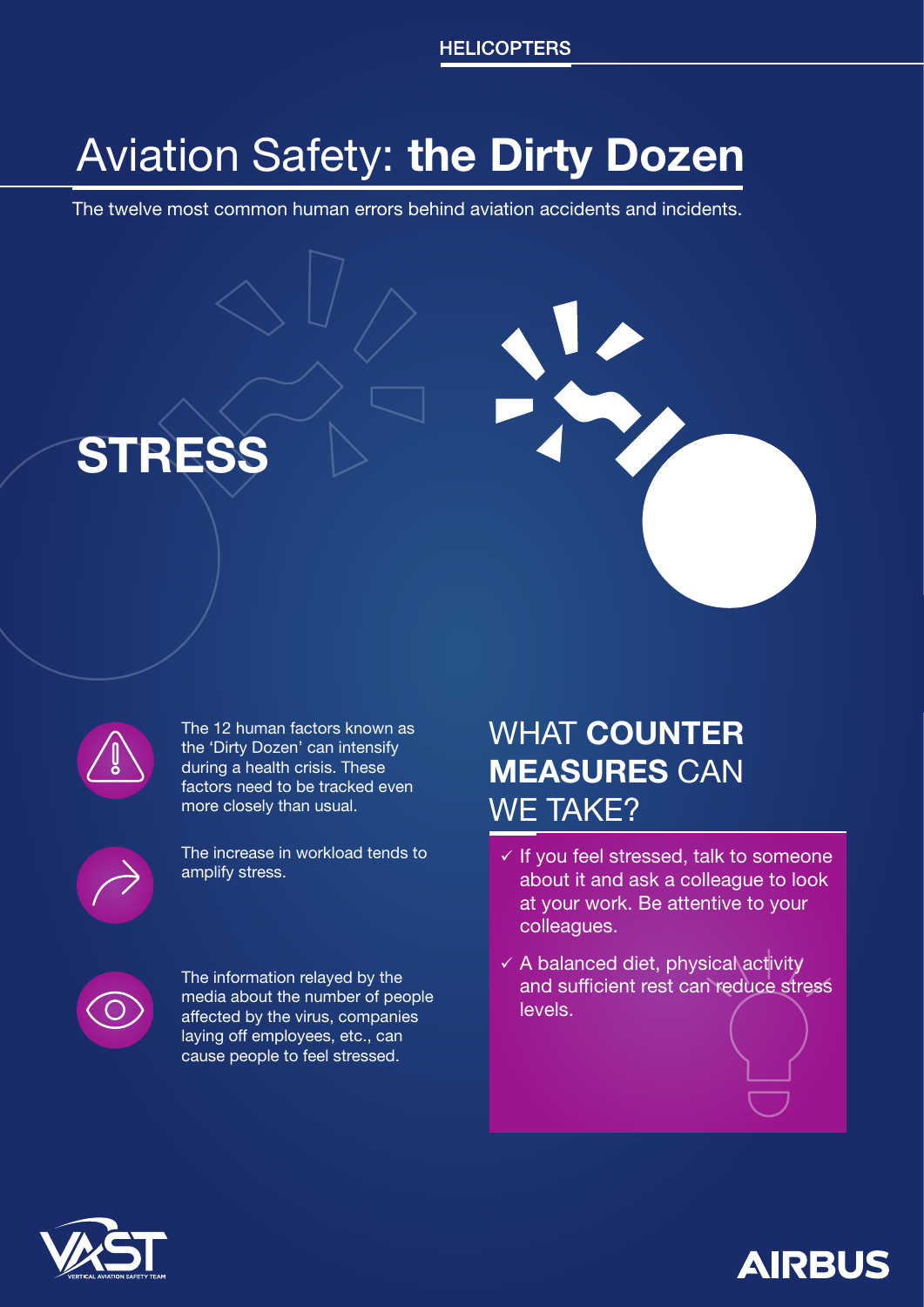HELICOPTERS

# Aviation Safety: **the Dirty Dozen**

The twelve most common human errors behind aviation accidents and incidents.

## STRESS

The 12 human factors known as the ‘Dirty Dozen’ can intensify during a health crisis. These factors need to be tracked even more closely than usual.

The increase in workload tends to amplify stress.

The information relayed by the media about the number of people affected by the virus, companies laying off employees, etc., can cause people to feel stressed.

## WHAT **COUNTER MEASURES** CAN WE TAKE?

- ✓ If you feel stressed, talk to someone about it and ask a colleague to look at your work. Be attentive to your colleagues.
- ✓ A balanced diet, physical activity and sufficient rest can reduce stress levels.

VAST VERTICAL AVIATION SAFETY TEAM

AIRBUS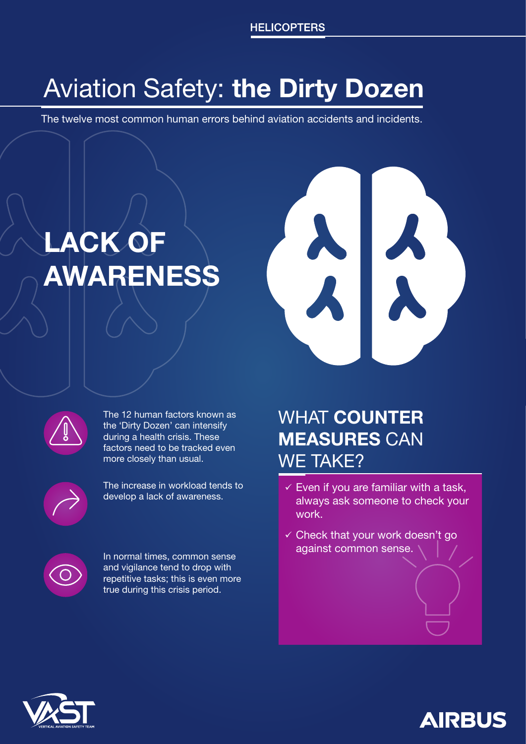HELICOPTERS

# Aviation Safety: **the Dirty Dozen**

The twelve most common human errors behind aviation accidents and incidents.

## LACK OF AWARENESS

The 12 human factors known as the 'Dirty Dozen' can intensify during a health crisis. These factors need to be tracked even more closely than usual.

The increase in workload tends to develop a lack of awareness.

In normal times, common sense and vigilance tend to drop with repetitive tasks; this is even more true during this crisis period.

## WHAT **COUNTER MEASURES** CAN WE TAKE?

- ✓ Even if you are familiar with a task, always ask someone to check your work.
- ✓ Check that your work doesn't go against common sense.

VAST VERTICAL AVIATION SAFETY TEAM

AIRBUS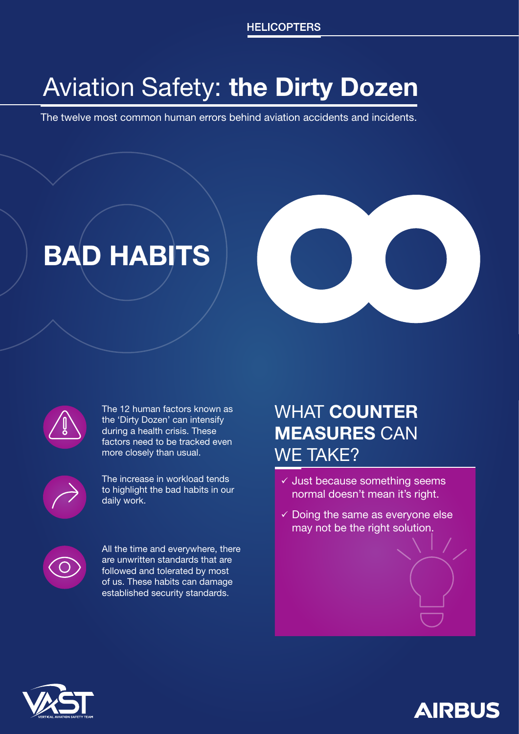HELICOPTERS

# Aviation Safety: **the Dirty Dozen**

The twelve most common human errors behind aviation accidents and incidents.

## BAD HABITS

The 12 human factors known as the 'Dirty Dozen' can intensify during a health crisis. These factors need to be tracked even more closely than usual.

The increase in workload tends to highlight the bad habits in our daily work.

All the time and everywhere, there are unwritten standards that are followed and tolerated by most of us. These habits can damage established security standards.

## WHAT **COUNTER MEASURES** CAN WE TAKE?

- ✓ Just because something seems normal doesn't mean it's right.
- ✓ Doing the same as everyone else may not be the right solution.

VAST VERTICAL AVIATION SAFETY TEAM

AIRBUS